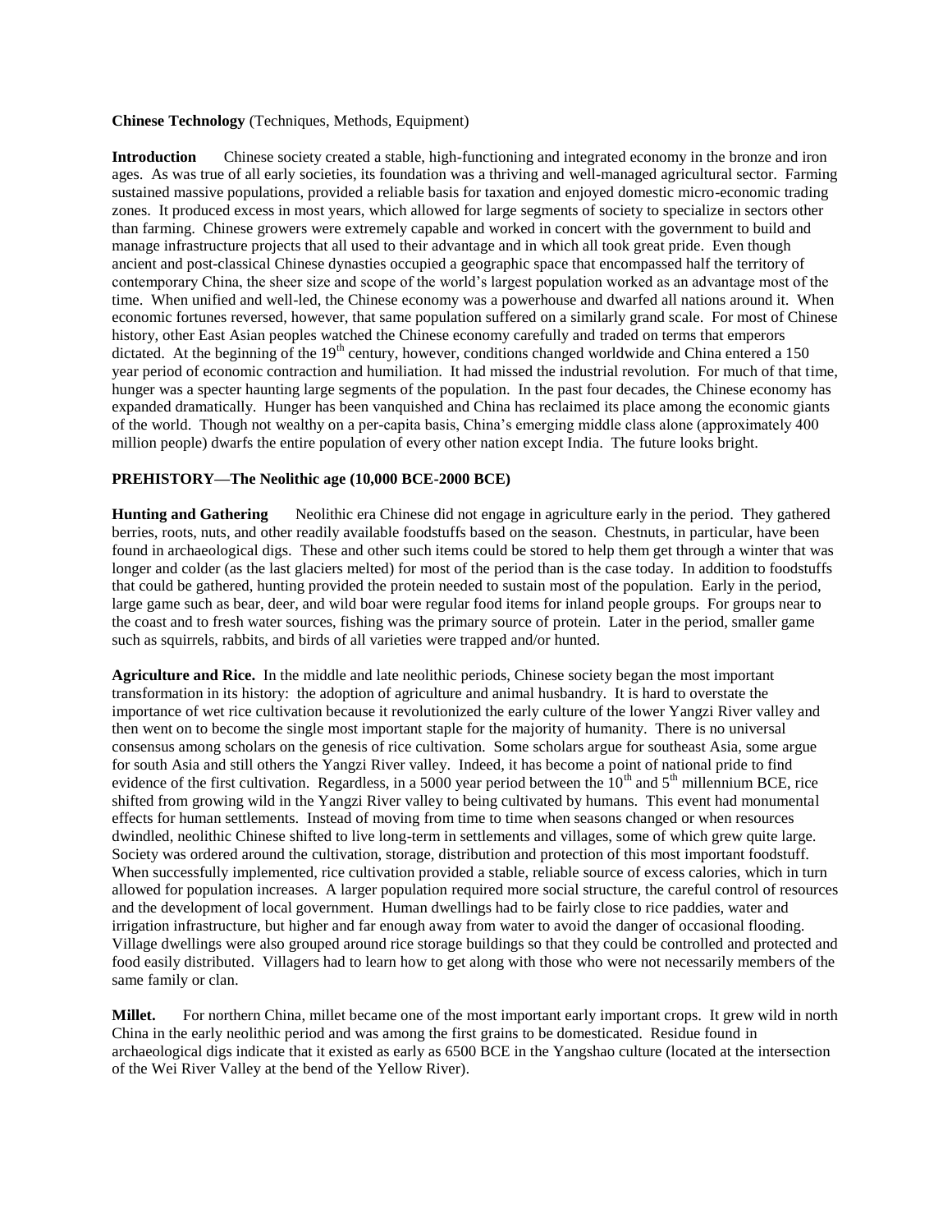**Chinese Technology** (Techniques, Methods, Equipment)

**Introduction** Chinese society created a stable, high-functioning and integrated economy in the bronze and iron ages. As was true of all early societies, its foundation was a thriving and well-managed agricultural sector. Farming sustained massive populations, provided a reliable basis for taxation and enjoyed domestic micro-economic trading zones. It produced excess in most years, which allowed for large segments of society to specialize in sectors other than farming. Chinese growers were extremely capable and worked in concert with the government to build and manage infrastructure projects that all used to their advantage and in which all took great pride. Even though ancient and post-classical Chinese dynasties occupied a geographic space that encompassed half the territory of contemporary China, the sheer size and scope of the world's largest population worked as an advantage most of the time. When unified and well-led, the Chinese economy was a powerhouse and dwarfed all nations around it. When economic fortunes reversed, however, that same population suffered on a similarly grand scale. For most of Chinese history, other East Asian peoples watched the Chinese economy carefully and traded on terms that emperors dictated. At the beginning of the 19th century, however, conditions changed worldwide and China entered a 150 year period of economic contraction and humiliation. It had missed the industrial revolution. For much of that time, hunger was a specter haunting large segments of the population. In the past four decades, the Chinese economy has expanded dramatically. Hunger has been vanquished and China has reclaimed its place among the economic giants of the world. Though not wealthy on a per-capita basis, China's emerging middle class alone (approximately 400 million people) dwarfs the entire population of every other nation except India. The future looks bright.

## PREHISTORY—The Neolithic age (10,000 BCE-2000 BCE)

**Hunting and Gathering** Neolithic era Chinese did not engage in agriculture early in the period. They gathered berries, roots, nuts, and other readily available foodstuffs based on the season. Chestnuts, in particular, have been found in archaeological digs. These and other such items could be stored to help them get through a winter that was longer and colder (as the last glaciers melted) for most of the period than is the case today. In addition to foodstuffs that could be gathered, hunting provided the protein needed to sustain most of the population. Early in the period, large game such as bear, deer, and wild boar were regular food items for inland people groups. For groups near to the coast and to fresh water sources, fishing was the primary source of protein. Later in the period, smaller game such as squirrels, rabbits, and birds of all varieties were trapped and/or hunted.

**Agriculture and Rice.** In the middle and late neolithic periods, Chinese society began the most important transformation in its history: the adoption of agriculture and animal husbandry. It is hard to overstate the importance of wet rice cultivation because it revolutionized the early culture of the lower Yangzi River valley and then went on to become the single most important staple for the majority of humanity. There is no universal consensus among scholars on the genesis of rice cultivation. Some scholars argue for southeast Asia, some argue for south Asia and still others the Yangzi River valley. Indeed, it has become a point of national pride to find evidence of the first cultivation. Regardless, in a 5000 year period between the 10th and 5th millennium BCE, rice shifted from growing wild in the Yangzi River valley to being cultivated by humans. This event had monumental effects for human settlements. Instead of moving from time to time when seasons changed or when resources dwindled, neolithic Chinese shifted to live long-term in settlements and villages, some of which grew quite large. Society was ordered around the cultivation, storage, distribution and protection of this most important foodstuff. When successfully implemented, rice cultivation provided a stable, reliable source of excess calories, which in turn allowed for population increases. A larger population required more social structure, the careful control of resources and the development of local government. Human dwellings had to be fairly close to rice paddies, water and irrigation infrastructure, but higher and far enough away from water to avoid the danger of occasional flooding. Village dwellings were also grouped around rice storage buildings so that they could be controlled and protected and food easily distributed. Villagers had to learn how to get along with those who were not necessarily members of the same family or clan.

**Millet.** For northern China, millet became one of the most important early important crops. It grew wild in north China in the early neolithic period and was among the first grains to be domesticated. Residue found in archaeological digs indicate that it existed as early as 6500 BCE in the Yangshao culture (located at the intersection of the Wei River Valley at the bend of the Yellow River).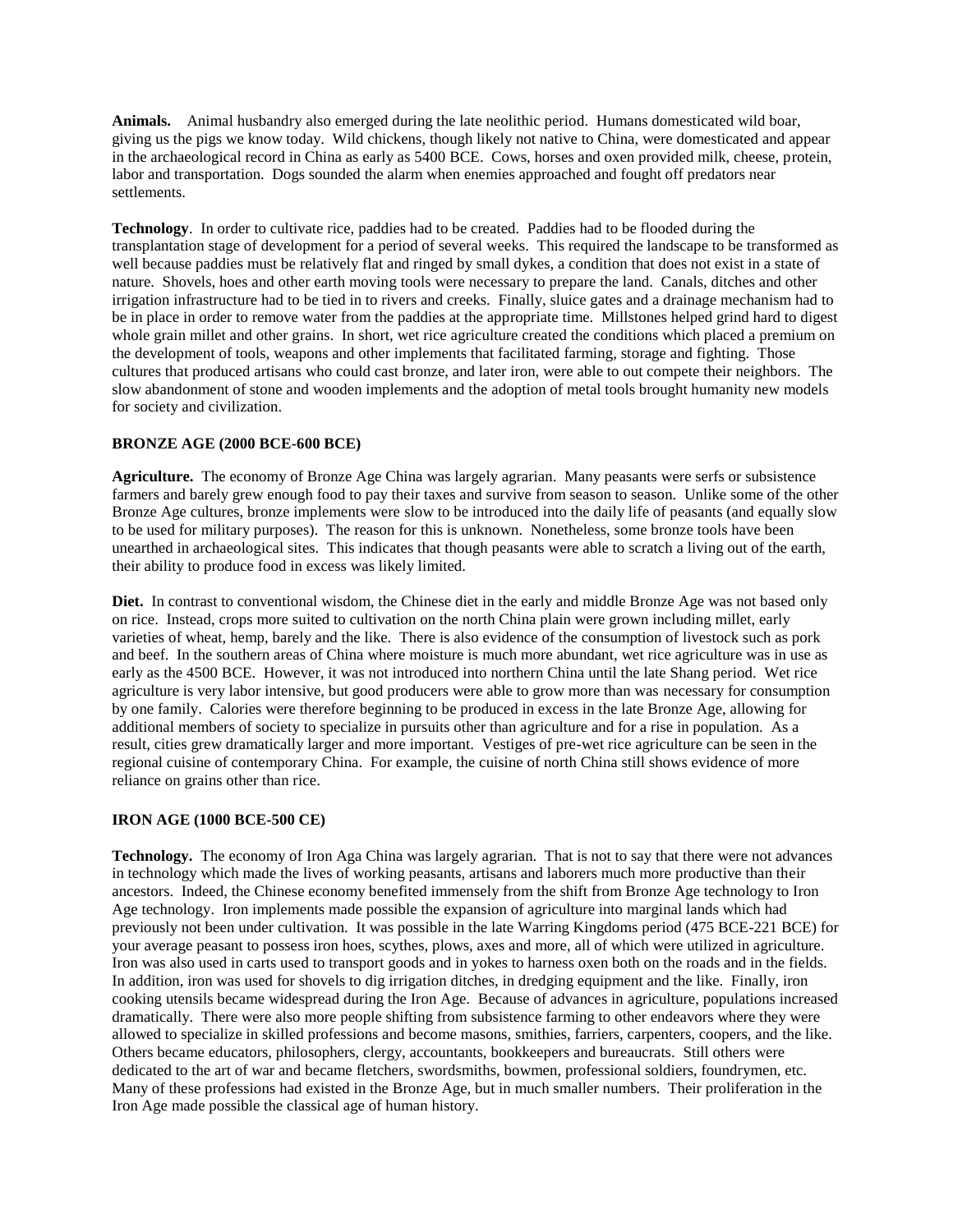**Animals.** Animal husbandry also emerged during the late neolithic period. Humans domesticated wild boar, giving us the pigs we know today. Wild chickens, though likely not native to China, were domesticated and appear in the archaeological record in China as early as 5400 BCE. Cows, horses and oxen provided milk, cheese, protein, labor and transportation. Dogs sounded the alarm when enemies approached and fought off predators near settlements.

**Technology**. In order to cultivate rice, paddies had to be created. Paddies had to be flooded during the transplantation stage of development for a period of several weeks. This required the landscape to be transformed as well because paddies must be relatively flat and ringed by small dykes, a condition that does not exist in a state of nature. Shovels, hoes and other earth moving tools were necessary to prepare the land. Canals, ditches and other irrigation infrastructure had to be tied in to rivers and creeks. Finally, sluice gates and a drainage mechanism had to be in place in order to remove water from the paddies at the appropriate time. Millstones helped grind hard to digest whole grain millet and other grains. In short, wet rice agriculture created the conditions which placed a premium on the development of tools, weapons and other implements that facilitated farming, storage and fighting. Those cultures that produced artisans who could cast bronze, and later iron, were able to out compete their neighbors. The slow abandonment of stone and wooden implements and the adoption of metal tools brought humanity new models for society and civilization.

**BRONZE AGE (2000 BCE-600 BCE)**

**Agriculture.** The economy of Bronze Age China was largely agrarian. Many peasants were serfs or subsistence farmers and barely grew enough food to pay their taxes and survive from season to season. Unlike some of the other Bronze Age cultures, bronze implements were slow to be introduced into the daily life of peasants (and equally slow to be used for military purposes). The reason for this is unknown. Nonetheless, some bronze tools have been unearthed in archaeological sites. This indicates that though peasants were able to scratch a living out of the earth, their ability to produce food in excess was likely limited.

**Diet.** In contrast to conventional wisdom, the Chinese diet in the early and middle Bronze Age was not based only on rice. Instead, crops more suited to cultivation on the north China plain were grown including millet, early varieties of wheat, hemp, barely and the like. There is also evidence of the consumption of livestock such as pork and beef. In the southern areas of China where moisture is much more abundant, wet rice agriculture was in use as early as the 4500 BCE. However, it was not introduced into northern China until the late Shang period. Wet rice agriculture is very labor intensive, but good producers were able to grow more than was necessary for consumption by one family. Calories were therefore beginning to be produced in excess in the late Bronze Age, allowing for additional members of society to specialize in pursuits other than agriculture and for a rise in population. As a result, cities grew dramatically larger and more important. Vestiges of pre-wet rice agriculture can be seen in the regional cuisine of contemporary China. For example, the cuisine of north China still shows evidence of more reliance on grains other than rice.

**IRON AGE (1000 BCE-500 CE)**

**Technology.** The economy of Iron Aga China was largely agrarian. That is not to say that there were not advances in technology which made the lives of working peasants, artisans and laborers much more productive than their ancestors. Indeed, the Chinese economy benefited immensely from the shift from Bronze Age technology to Iron Age technology. Iron implements made possible the expansion of agriculture into marginal lands which had previously not been under cultivation. It was possible in the late Warring Kingdoms period (475 BCE-221 BCE) for your average peasant to possess iron hoes, scythes, plows, axes and more, all of which were utilized in agriculture. Iron was also used in carts used to transport goods and in yokes to harness oxen both on the roads and in the fields. In addition, iron was used for shovels to dig irrigation ditches, in dredging equipment and the like. Finally, iron cooking utensils became widespread during the Iron Age. Because of advances in agriculture, populations increased dramatically. There were also more people shifting from subsistence farming to other endeavors where they were allowed to specialize in skilled professions and become masons, smithies, farriers, carpenters, coopers, and the like. Others became educators, philosophers, clergy, accountants, bookkeepers and bureaucrats. Still others were dedicated to the art of war and became fletchers, swordsmiths, bowmen, professional soldiers, foundrymen, etc. Many of these professions had existed in the Bronze Age, but in much smaller numbers. Their proliferation in the Iron Age made possible the classical age of human history.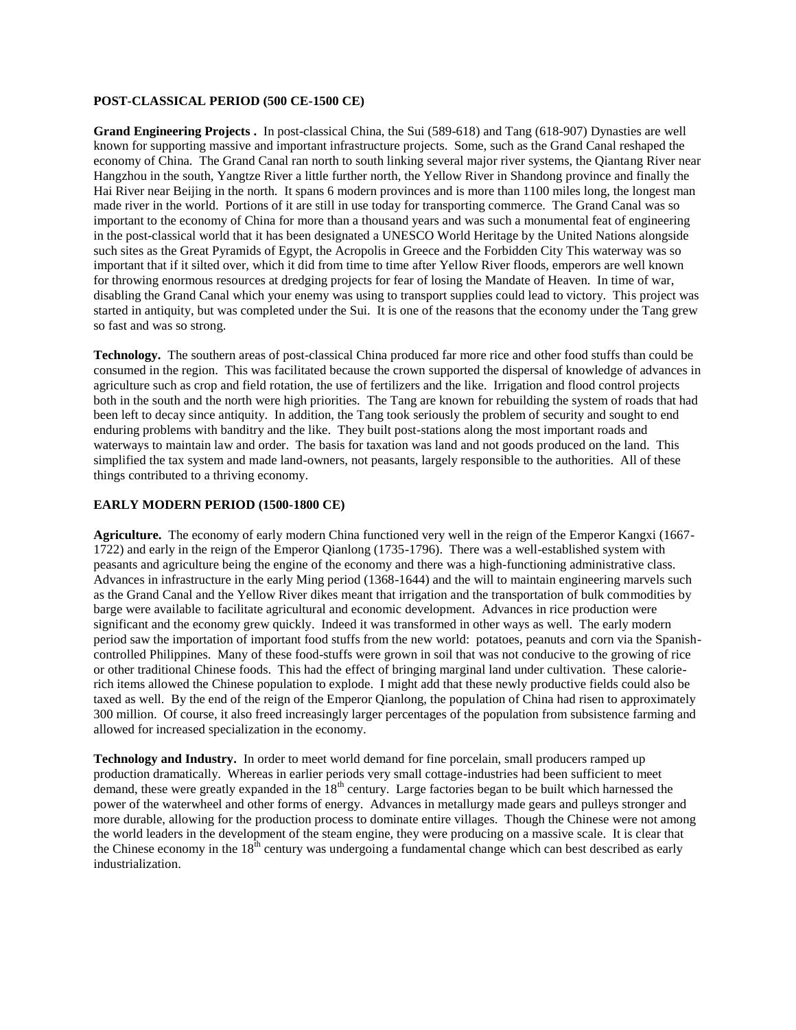**POST-CLASSICAL PERIOD (500 CE-1500 CE)**

**Grand Engineering Projects .** In post-classical China, the Sui (589-618) and Tang (618-907) Dynasties are well known for supporting massive and important infrastructure projects. Some, such as the Grand Canal reshaped the economy of China. The Grand Canal ran north to south linking several major river systems, the Qiantang River near Hangzhou in the south, Yangtze River a little further north, the Yellow River in Shandong province and finally the Hai River near Beijing in the north. It spans 6 modern provinces and is more than 1100 miles long, the longest man made river in the world. Portions of it are still in use today for transporting commerce. The Grand Canal was so important to the economy of China for more than a thousand years and was such a monumental feat of engineering in the post-classical world that it has been designated a UNESCO World Heritage by the United Nations alongside such sites as the Great Pyramids of Egypt, the Acropolis in Greece and the Forbidden City This waterway was so important that if it silted over, which it did from time to time after Yellow River floods, emperors are well known for throwing enormous resources at dredging projects for fear of losing the Mandate of Heaven. In time of war, disabling the Grand Canal which your enemy was using to transport supplies could lead to victory. This project was started in antiquity, but was completed under the Sui. It is one of the reasons that the economy under the Tang grew so fast and was so strong.

**Technology.** The southern areas of post-classical China produced far more rice and other food stuffs than could be consumed in the region. This was facilitated because the crown supported the dispersal of knowledge of advances in agriculture such as crop and field rotation, the use of fertilizers and the like. Irrigation and flood control projects both in the south and the north were high priorities. The Tang are known for rebuilding the system of roads that had been left to decay since antiquity. In addition, the Tang took seriously the problem of security and sought to end enduring problems with banditry and the like. They built post-stations along the most important roads and waterways to maintain law and order. The basis for taxation was land and not goods produced on the land. This simplified the tax system and made land-owners, not peasants, largely responsible to the authorities. All of these things contributed to a thriving economy.

**EARLY MODERN PERIOD (1500-1800 CE)**

**Agriculture.** The economy of early modern China functioned very well in the reign of the Emperor Kangxi (1667-1722) and early in the reign of the Emperor Qianlong (1735-1796). There was a well-established system with peasants and agriculture being the engine of the economy and there was a high-functioning administrative class. Advances in infrastructure in the early Ming period (1368-1644) and the will to maintain engineering marvels such as the Grand Canal and the Yellow River dikes meant that irrigation and the transportation of bulk commodities by barge were available to facilitate agricultural and economic development. Advances in rice production were significant and the economy grew quickly. Indeed it was transformed in other ways as well. The early modern period saw the importation of important food stuffs from the new world: potatoes, peanuts and corn via the Spanish-controlled Philippines. Many of these food-stuffs were grown in soil that was not conducive to the growing of rice or other traditional Chinese foods. This had the effect of bringing marginal land under cultivation. These calorie-rich items allowed the Chinese population to explode. I might add that these newly productive fields could also be taxed as well. By the end of the reign of the Emperor Qianlong, the population of China had risen to approximately 300 million. Of course, it also freed increasingly larger percentages of the population from subsistence farming and allowed for increased specialization in the economy.

**Technology and Industry.** In order to meet world demand for fine porcelain, small producers ramped up production dramatically. Whereas in earlier periods very small cottage-industries had been sufficient to meet demand, these were greatly expanded in the 18th century. Large factories began to be built which harnessed the power of the waterwheel and other forms of energy. Advances in metallurgy made gears and pulleys stronger and more durable, allowing for the production process to dominate entire villages. Though the Chinese were not among the world leaders in the development of the steam engine, they were producing on a massive scale. It is clear that the Chinese economy in the 18th century was undergoing a fundamental change which can best described as early industrialization.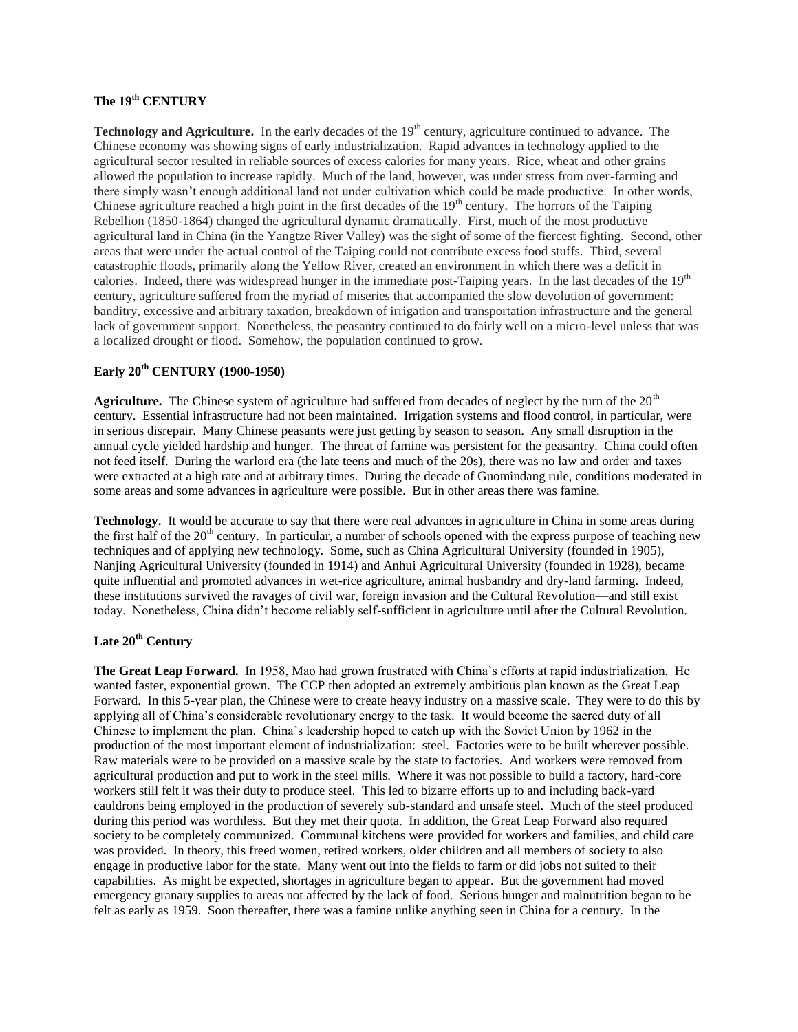## The 19th CENTURY

**Technology and Agriculture.** In the early decades of the 19th century, agriculture continued to advance. The Chinese economy was showing signs of early industrialization. Rapid advances in technology applied to the agricultural sector resulted in reliable sources of excess calories for many years. Rice, wheat and other grains allowed the population to increase rapidly. Much of the land, however, was under stress from over-farming and there simply wasn't enough additional land not under cultivation which could be made productive. In other words, Chinese agriculture reached a high point in the first decades of the 19th century. The horrors of the Taiping Rebellion (1850-1864) changed the agricultural dynamic dramatically. First, much of the most productive agricultural land in China (in the Yangtze River Valley) was the sight of some of the fiercest fighting. Second, other areas that were under the actual control of the Taiping could not contribute excess food stuffs. Third, several catastrophic floods, primarily along the Yellow River, created an environment in which there was a deficit in calories. Indeed, there was widespread hunger in the immediate post-Taiping years. In the last decades of the 19th century, agriculture suffered from the myriad of miseries that accompanied the slow devolution of government: banditry, excessive and arbitrary taxation, breakdown of irrigation and transportation infrastructure and the general lack of government support. Nonetheless, the peasantry continued to do fairly well on a micro-level unless that was a localized drought or flood. Somehow, the population continued to grow.

## Early 20th CENTURY (1900-1950)

**Agriculture.** The Chinese system of agriculture had suffered from decades of neglect by the turn of the 20th century. Essential infrastructure had not been maintained. Irrigation systems and flood control, in particular, were in serious disrepair. Many Chinese peasants were just getting by season to season. Any small disruption in the annual cycle yielded hardship and hunger. The threat of famine was persistent for the peasantry. China could often not feed itself. During the warlord era (the late teens and much of the 20s), there was no law and order and taxes were extracted at a high rate and at arbitrary times. During the decade of Guomindang rule, conditions moderated in some areas and some advances in agriculture were possible. But in other areas there was famine.

**Technology.** It would be accurate to say that there were real advances in agriculture in China in some areas during the first half of the 20th century. In particular, a number of schools opened with the express purpose of teaching new techniques and of applying new technology. Some, such as China Agricultural University (founded in 1905), Nanjing Agricultural University (founded in 1914) and Anhui Agricultural University (founded in 1928), became quite influential and promoted advances in wet-rice agriculture, animal husbandry and dry-land farming. Indeed, these institutions survived the ravages of civil war, foreign invasion and the Cultural Revolution—and still exist today. Nonetheless, China didn't become reliably self-sufficient in agriculture until after the Cultural Revolution.

## Late 20th Century

**The Great Leap Forward.** In 1958, Mao had grown frustrated with China's efforts at rapid industrialization. He wanted faster, exponential grown. The CCP then adopted an extremely ambitious plan known as the Great Leap Forward. In this 5-year plan, the Chinese were to create heavy industry on a massive scale. They were to do this by applying all of China's considerable revolutionary energy to the task. It would become the sacred duty of all Chinese to implement the plan. China's leadership hoped to catch up with the Soviet Union by 1962 in the production of the most important element of industrialization: steel. Factories were to be built wherever possible. Raw materials were to be provided on a massive scale by the state to factories. And workers were removed from agricultural production and put to work in the steel mills. Where it was not possible to build a factory, hard-core workers still felt it was their duty to produce steel. This led to bizarre efforts up to and including back-yard cauldrons being employed in the production of severely sub-standard and unsafe steel. Much of the steel produced during this period was worthless. But they met their quota. In addition, the Great Leap Forward also required society to be completely communized. Communal kitchens were provided for workers and families, and child care was provided. In theory, this freed women, retired workers, older children and all members of society to also engage in productive labor for the state. Many went out into the fields to farm or did jobs not suited to their capabilities. As might be expected, shortages in agriculture began to appear. But the government had moved emergency granary supplies to areas not affected by the lack of food. Serious hunger and malnutrition began to be felt as early as 1959. Soon thereafter, there was a famine unlike anything seen in China for a century. In the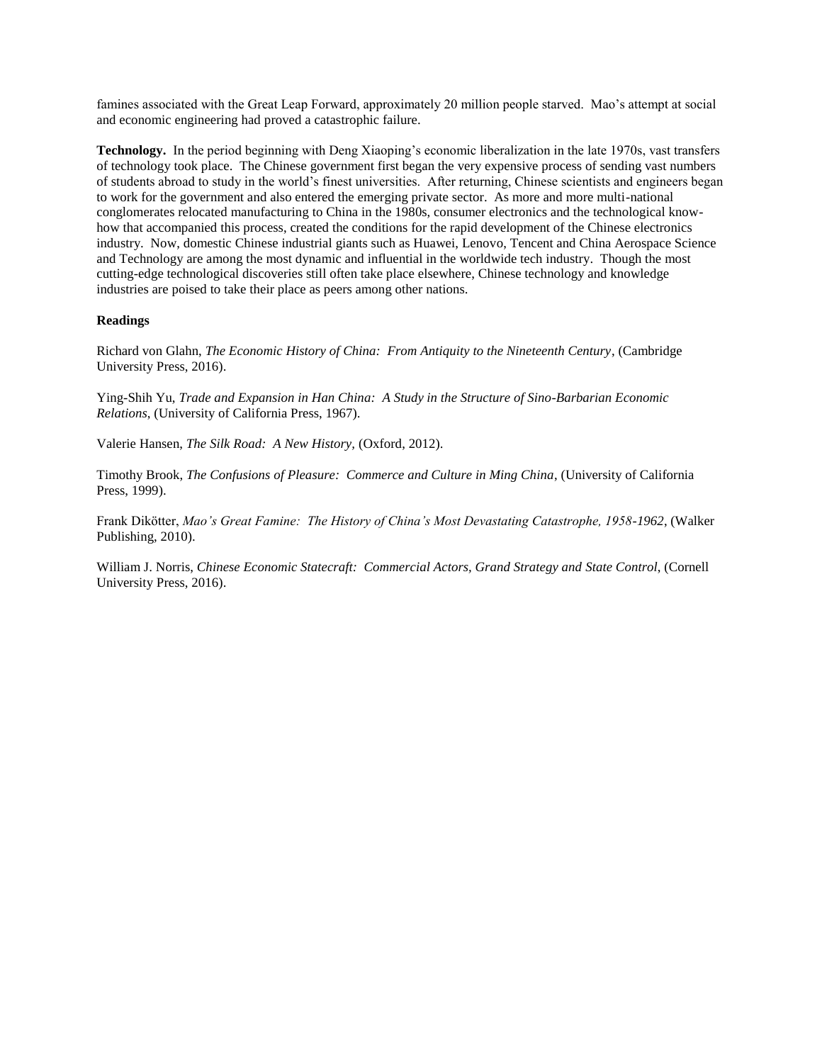famines associated with the Great Leap Forward, approximately 20 million people starved. Mao's attempt at social and economic engineering had proved a catastrophic failure.

**Technology.** In the period beginning with Deng Xiaoping's economic liberalization in the late 1970s, vast transfers of technology took place. The Chinese government first began the very expensive process of sending vast numbers of students abroad to study in the world's finest universities. After returning, Chinese scientists and engineers began to work for the government and also entered the emerging private sector. As more and more multi-national conglomerates relocated manufacturing to China in the 1980s, consumer electronics and the technological know-how that accompanied this process, created the conditions for the rapid development of the Chinese electronics industry. Now, domestic Chinese industrial giants such as Huawei, Lenovo, Tencent and China Aerospace Science and Technology are among the most dynamic and influential in the worldwide tech industry. Though the most cutting-edge technological discoveries still often take place elsewhere, Chinese technology and knowledge industries are poised to take their place as peers among other nations.

**Readings**

Richard von Glahn, *The Economic History of China: From Antiquity to the Nineteenth Century*, (Cambridge University Press, 2016).

Ying-Shih Yu, *Trade and Expansion in Han China: A Study in the Structure of Sino-Barbarian Economic Relations*, (University of California Press, 1967).

Valerie Hansen, *The Silk Road: A New History*, (Oxford, 2012).

Timothy Brook, *The Confusions of Pleasure: Commerce and Culture in Ming China*, (University of California Press, 1999).

Frank Dikötter, *Mao's Great Famine: The History of China's Most Devastating Catastrophe, 1958-1962*, (Walker Publishing, 2010).

William J. Norris, *Chinese Economic Statecraft: Commercial Actors, Grand Strategy and State Control*, (Cornell University Press, 2016).